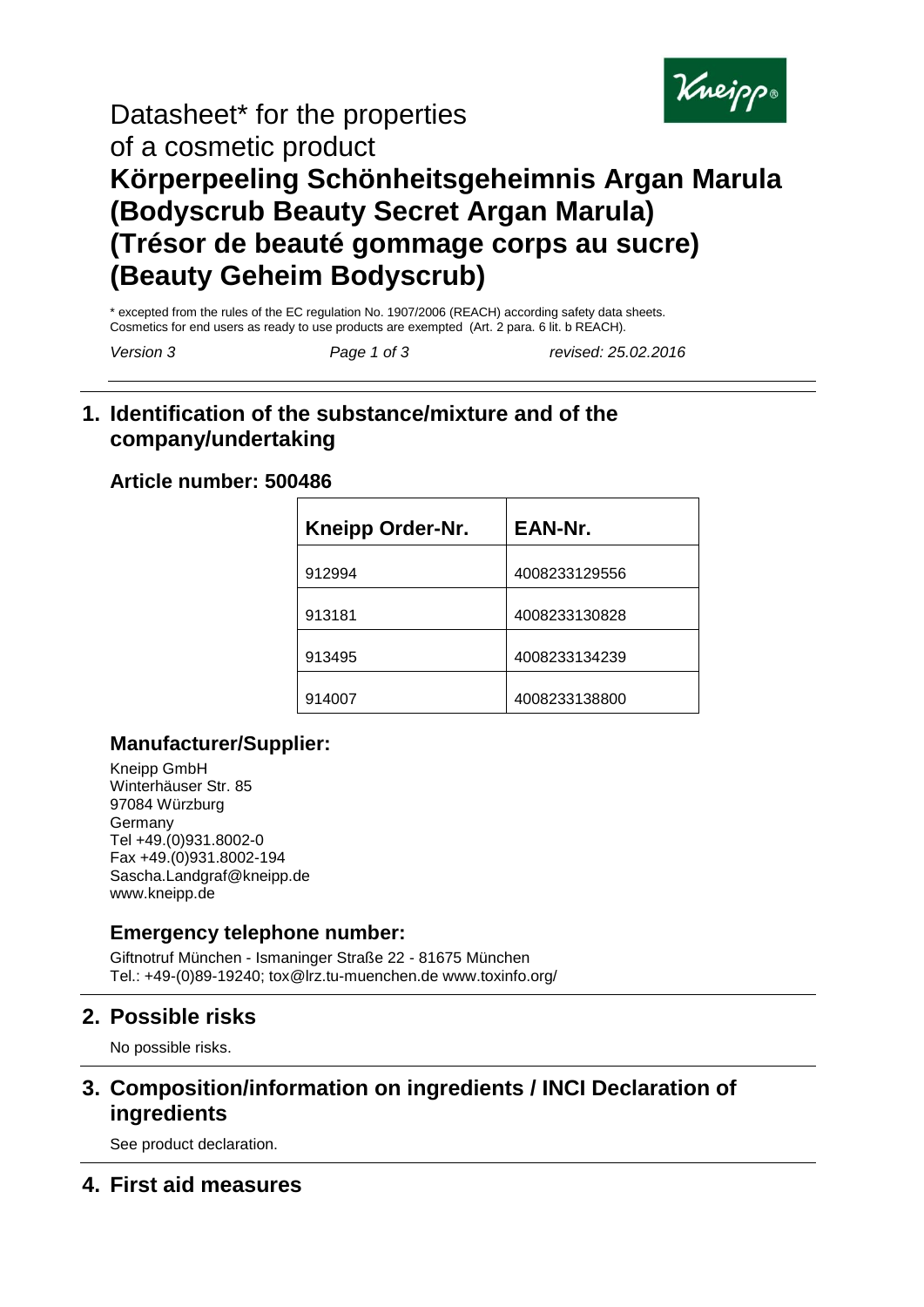# Datasheet* for the properties of a cosmetic product

# Körperpeeling Schönheitsgeheimnis Argan Marula (Bodyscrub Beauty Secret Argan Marula) (Trésor de beauté gommage corps au sucre) (Beauty Geheim Bodyscrub)

* excepted from the rules of the EC regulation No. 1907/2006 (REACH) according safety data sheets. Cosmetics for end users as ready to use products are exempted (Art. 2 para. 6 lit. b REACH).

*Version 3* *revised: 25.02.2016*

## 1. Identification of the substance/mixture and of the company/undertaking

### Article number: 500486

| Kneipp Order-Nr. | EAN-Nr. |
|---|---|
| 912994 | 4008233129556 |
| 913181 | 4008233130828 |
| 913495 | 4008233134239 |
| 914007 | 4008233138800 |

### Manufacturer/Supplier:

Kneipp GmbH
Winterhäuser Str. 85
97084 Würzburg
Germany
Tel +49.(0)931.8002-0
Fax +49.(0)931.8002-194
Sascha.Landgraf@kneipp.de
www.kneipp.de

### Emergency telephone number:

Giftnotruf München - Ismaninger Straße 22 - 81675 München
Tel.: +49-(0)89-19240; tox@lrz.tu-muenchen.de www.toxinfo.org/

## 2. Possible risks

No possible risks.

## 3. Composition/information on ingredients / INCI Declaration of ingredients

See product declaration.

## 4. First aid measures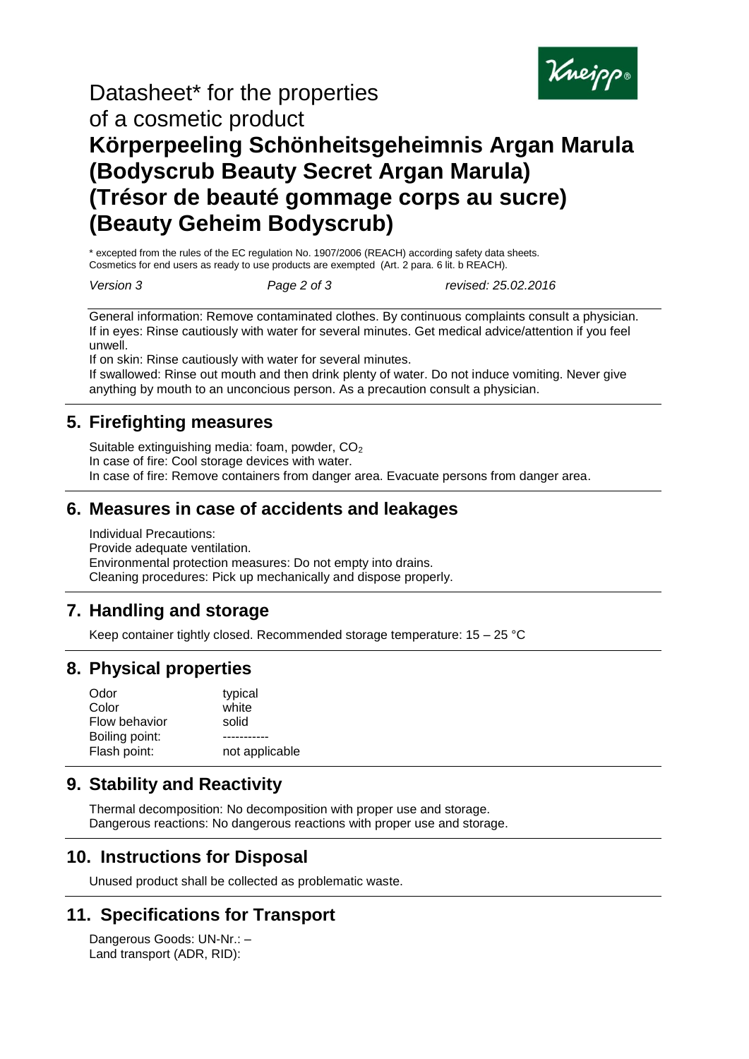Datasheet* for the properties of a cosmetic product

# Körperpeeling Schönheitsgeheimnis Argan Marula (Bodyscrub Beauty Secret Argan Marula) (Trésor de beauté gommage corps au sucre) (Beauty Geheim Bodyscrub)

\* excepted from the rules of the EC regulation No. 1907/2006 (REACH) according safety data sheets. Cosmetics for end users as ready to use products are exempted (Art. 2 para. 6 lit. b REACH).

*Version 3* | *revised: 25.02.2016*

General information: Remove contaminated clothes. By continuous complaints consult a physician.
If in eyes: Rinse cautiously with water for several minutes. Get medical advice/attention if you feel unwell.
If on skin: Rinse cautiously with water for several minutes.
If swallowed: Rinse out mouth and then drink plenty of water. Do not induce vomiting. Never give anything by mouth to an unconcious person. As a precaution consult a physician.

## 5. Firefighting measures

Suitable extinguishing media: foam, powder, $CO_2$
In case of fire: Cool storage devices with water.
In case of fire: Remove containers from danger area. Evacuate persons from danger area.

## 6. Measures in case of accidents and leakages

Individual Precautions:
Provide adequate ventilation.
Environmental protection measures: Do not empty into drains.
Cleaning procedures: Pick up mechanically and dispose properly.

## 7. Handling and storage

Keep container tightly closed. Recommended storage temperature: 15 – 25 °C

## 8. Physical properties

| | |
|---|---|
| Odor | typical |
| Color | white |
| Flow behavior | solid |
| Boiling point: | ----------- |
| Flash point: | not applicable |

## 9. Stability and Reactivity

Thermal decomposition: No decomposition with proper use and storage.
Dangerous reactions: No dangerous reactions with proper use and storage.

## 10. Instructions for Disposal

Unused product shall be collected as problematic waste.

## 11. Specifications for Transport

Dangerous Goods: UN-Nr.: –
Land transport (ADR, RID):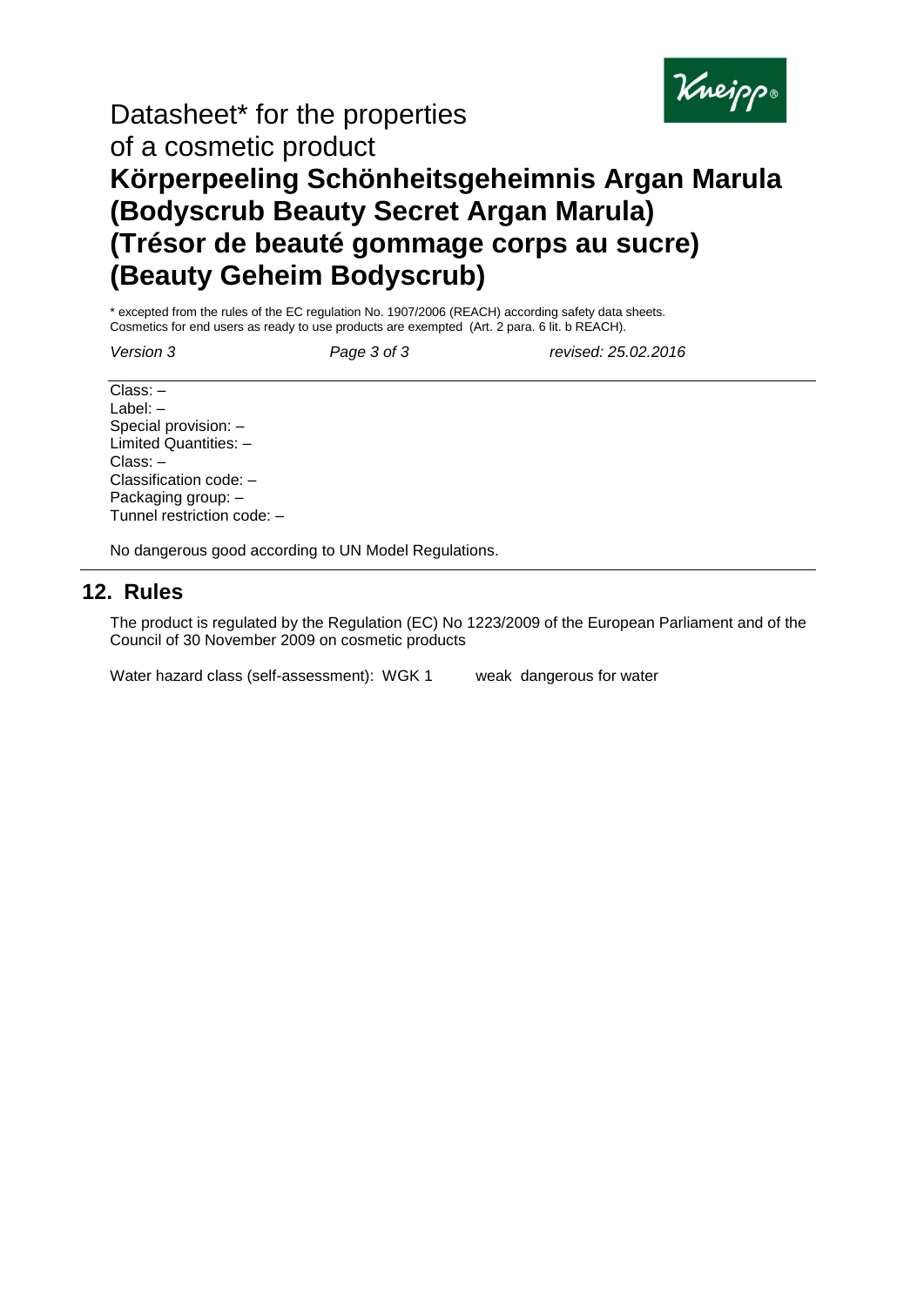Class: –
Label: –
Special provision: –
Limited Quantities: –
Class: –
Classification code: –
Packaging group: –
Tunnel restriction code: –

No dangerous good according to UN Model Regulations.

## 12. Rules

The product is regulated by the Regulation (EC) No 1223/2009 of the European Parliament and of the Council of 30 November 2009 on cosmetic products

Water hazard class (self-assessment): WGK 1 weak dangerous for water